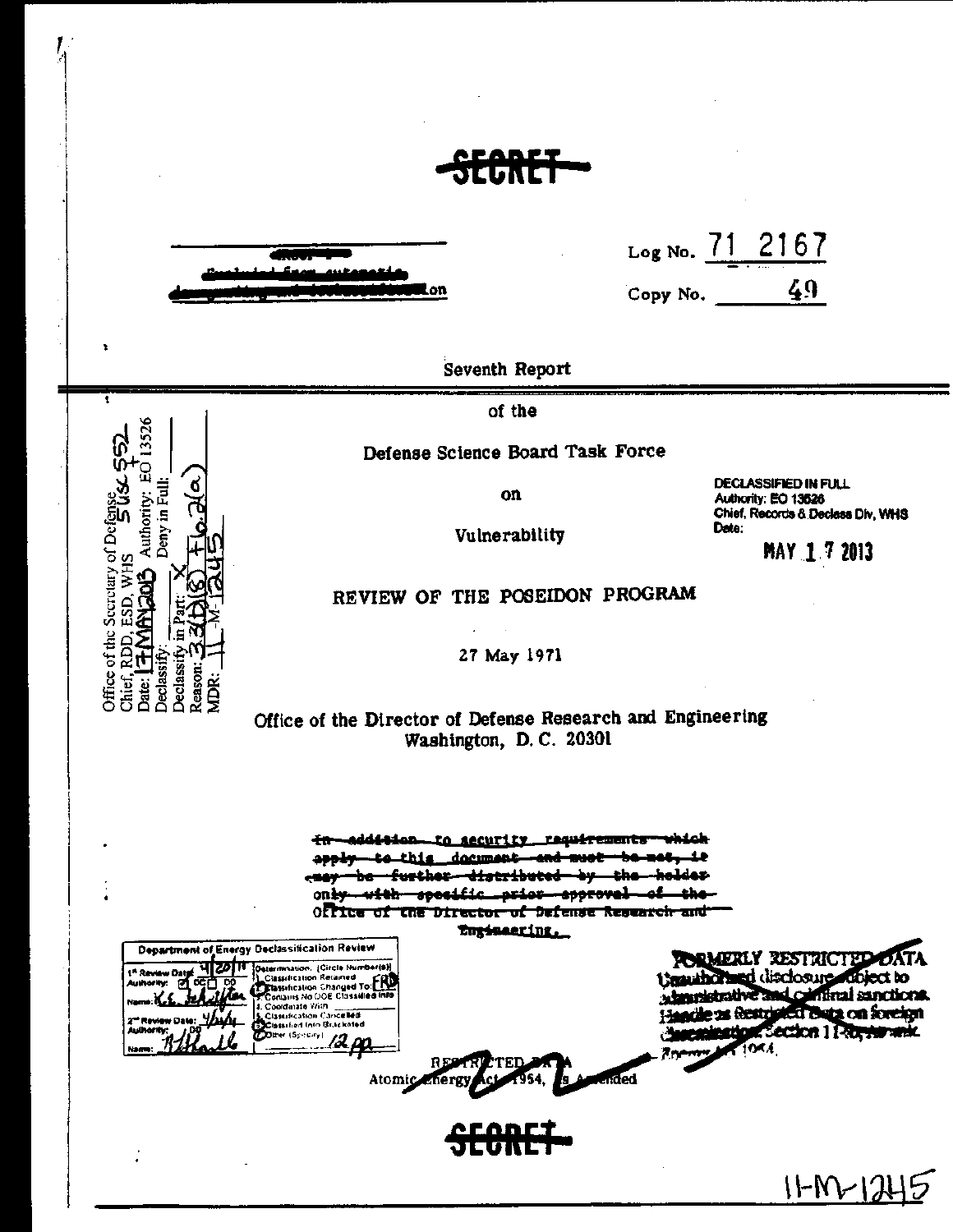~~SECRET~~

~~GROUP 1 Excluded from automatic downgrading and declassification~~

Log No. 71 2167

Copy No. 49

Seventh Report

of the

Defense Science Board Task Force

on

Vulnerability

DECLASSIFIED IN FULL
Authority: EO 13526
Chief, Records & Declass Div, WHS
Date:

MAY 1 7 2013

Office of the Secretary of Defense 5 USC 552
Chief, RDD, ESD, WHS
Date: 17 MAY 2013 Authority: EO 13526
Declassify: Deny in Full:
Declassify in Part: X
Reason: 3.3(b)(8) + 6.2(a)
MDR: 11 -M- 1245

## REVIEW OF THE POSEIDON PROGRAM

27 May 1971

Office of the Director of Defense Research and Engineering
Washington, D. C. 20301

~~In addition to security requirements which apply to this document and must be met, it may be further distributed by the holder only with specific prior approval of the Office of the Director of Defense Research and Engineering.~~

Department of Energy Declassification Review
1st Review Date: 4/20/11
Authority: DC
Name: K.S. Schaffer
2nd Review Date: 4/4/14
Authority: DD
Name:
Determination: [Circle Number(s)]
1. Classification Retained
2. Classification Changed To FRD
3. Contains No DOE Classified Info
4. Coordinate With
5. Classification Cancelled
6. Classified Info Bracketed
7. Other (Specify) 12 pp

~~FORMERLY RESTRICTED DATA Unauthorized disclosure subject to administrative and criminal sanctions. Handle as Restricted Data on foreign dissemination. Section 144b, Atomic Energy Act 1954.~~

~~RESTRICTED DATA Atomic Energy Act 1954, as Amended~~

~~SECRET~~

11-M-1245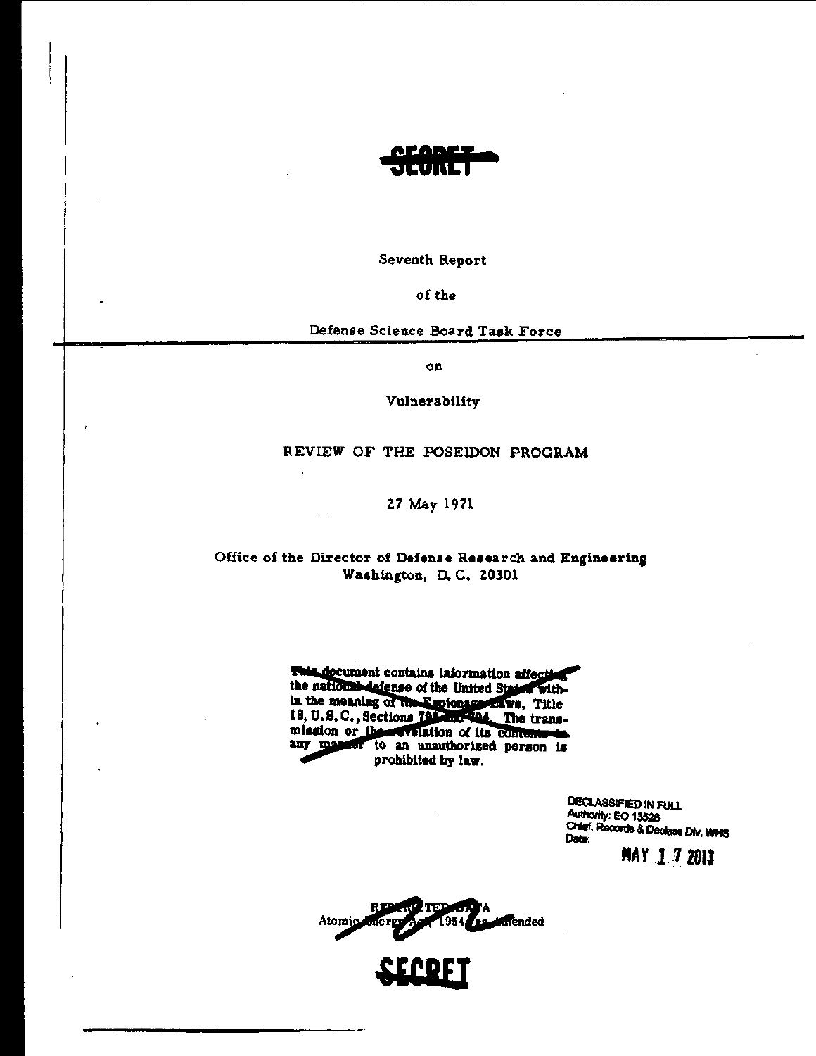SECRET

Seventh Report

of the

Defense Science Board Task Force

on

Vulnerability

REVIEW OF THE POSEIDON PROGRAM

27 May 1971

Office of the Director of Defense Research and Engineering
Washington, D.C. 20301

This document contains information affecting the national defense of the United States within the meaning of the Espionage Laws, Title 18, U.S.C., Sections 793 and 794. The transmission or the revelation of its contents in any manner to an unauthorized person is prohibited by law.

DECLASSIFIED IN FULL
Authority: EO 13526
Chief, Records & Declass Div, WHS
Date: MAY 17 2013

RESTRICTED DATA
Atomic Energy Act, 1954, as amended

SECRET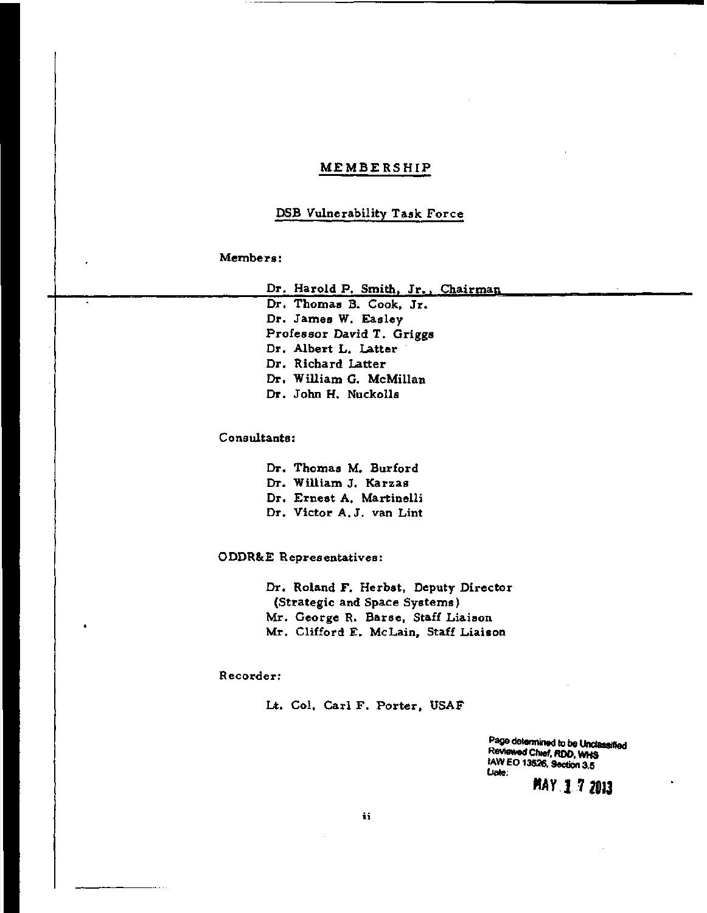# MEMBERSHIP

## DSB Vulnerability Task Force

Members:

- Dr. Harold P. Smith, Jr., Chairman
- Dr. Thomas B. Cook, Jr.
- Dr. James W. Easley
- Professor David T. Griggs
- Dr. Albert L. Latter
- Dr. Richard Latter
- Dr. William G. McMillan
- Dr. John H. Nuckolls

Consultants:

- Dr. Thomas M. Burford
- Dr. William J. Karzas
- Dr. Ernest A. Martinelli
- Dr. Victor A.J. van Lint

ODDR&E Representatives:

- Dr. Roland F. Herbst, Deputy Director (Strategic and Space Systems)
- Mr. George R. Barse, Staff Liaison
- Mr. Clifford E. McLain, Staff Liaison

Recorder:

- Lt. Col. Carl F. Porter, USAF

Page determined to be Unclassified
Reviewed Chief, RDD, WHS
IAW EO 13526, Section 3.5
Date: MAY 17 2013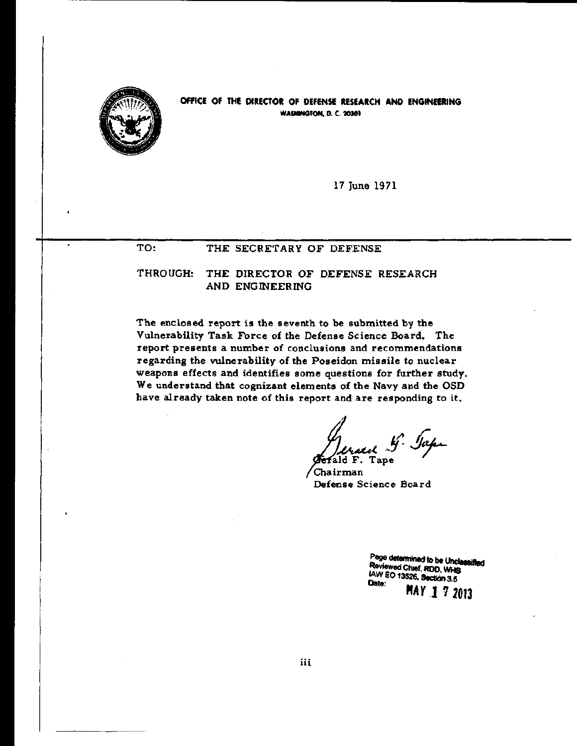OFFICE OF THE DIRECTOR OF DEFENSE RESEARCH AND ENGINEERING
WASHINGTON, D. C. 20301

17 June 1971

TO: THE SECRETARY OF DEFENSE

THROUGH: THE DIRECTOR OF DEFENSE RESEARCH AND ENGINEERING

The enclosed report is the seventh to be submitted by the Vulnerability Task Force of the Defense Science Board. The report presents a number of conclusions and recommendations regarding the vulnerability of the Poseidon missile to nuclear weapons effects and identifies some questions for further study. We understand that cognizant elements of the Navy and the OSD have already taken note of this report and are responding to it.

Gerald F. Tape
Chairman
Defense Science Board

Page determined to be Unclassified
Reviewed Chief, RDD, WHS
IAW EO 13526, Section 3.5
Date: MAY 17 2013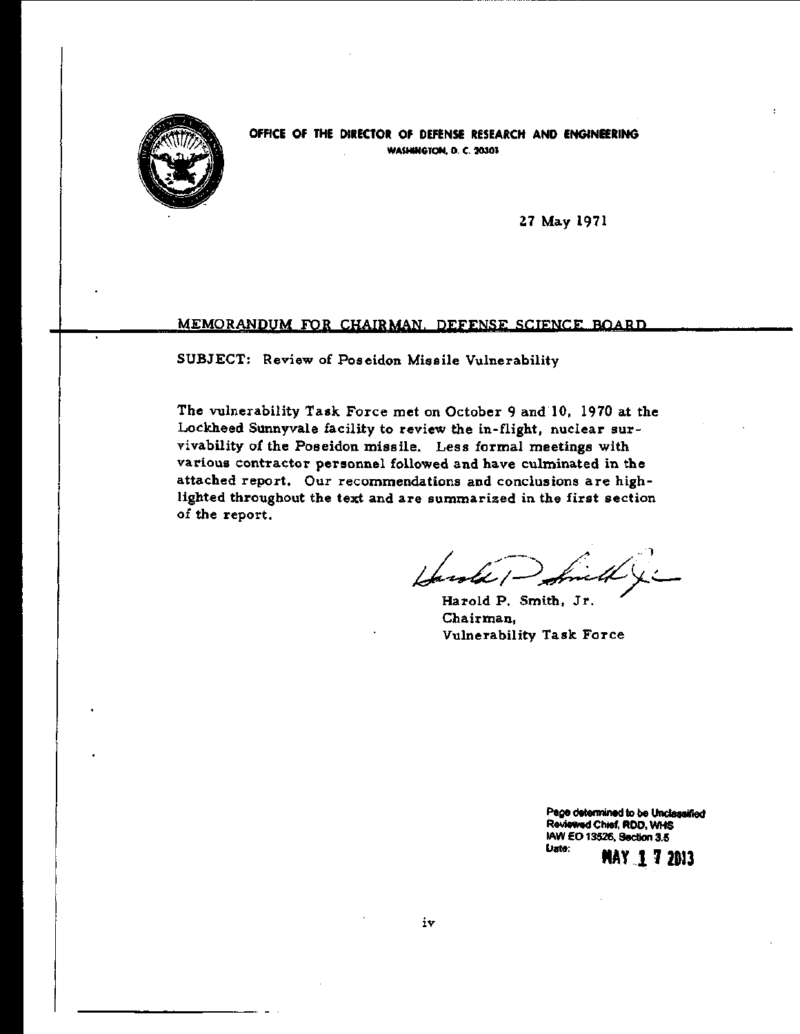OFFICE OF THE DIRECTOR OF DEFENSE RESEARCH AND ENGINEERING
WASHINGTON, D. C. 20301

27 May 1971

MEMORANDUM FOR CHAIRMAN, DEFENSE SCIENCE BOARD

SUBJECT: Review of Poseidon Missile Vulnerability

The vulnerability Task Force met on October 9 and 10, 1970 at the Lockheed Sunnyvale facility to review the in-flight, nuclear survivability of the Poseidon missile. Less formal meetings with various contractor personnel followed and have culminated in the attached report. Our recommendations and conclusions are highlighted throughout the text and are summarized in the first section of the report.

Harold P. Smith, Jr.
Chairman,
Vulnerability Task Force

Page determined to be Unclassified
Reviewed Chief, RDD, WHS
IAW EO 13526, Section 3.5
Date: MAY 17 2013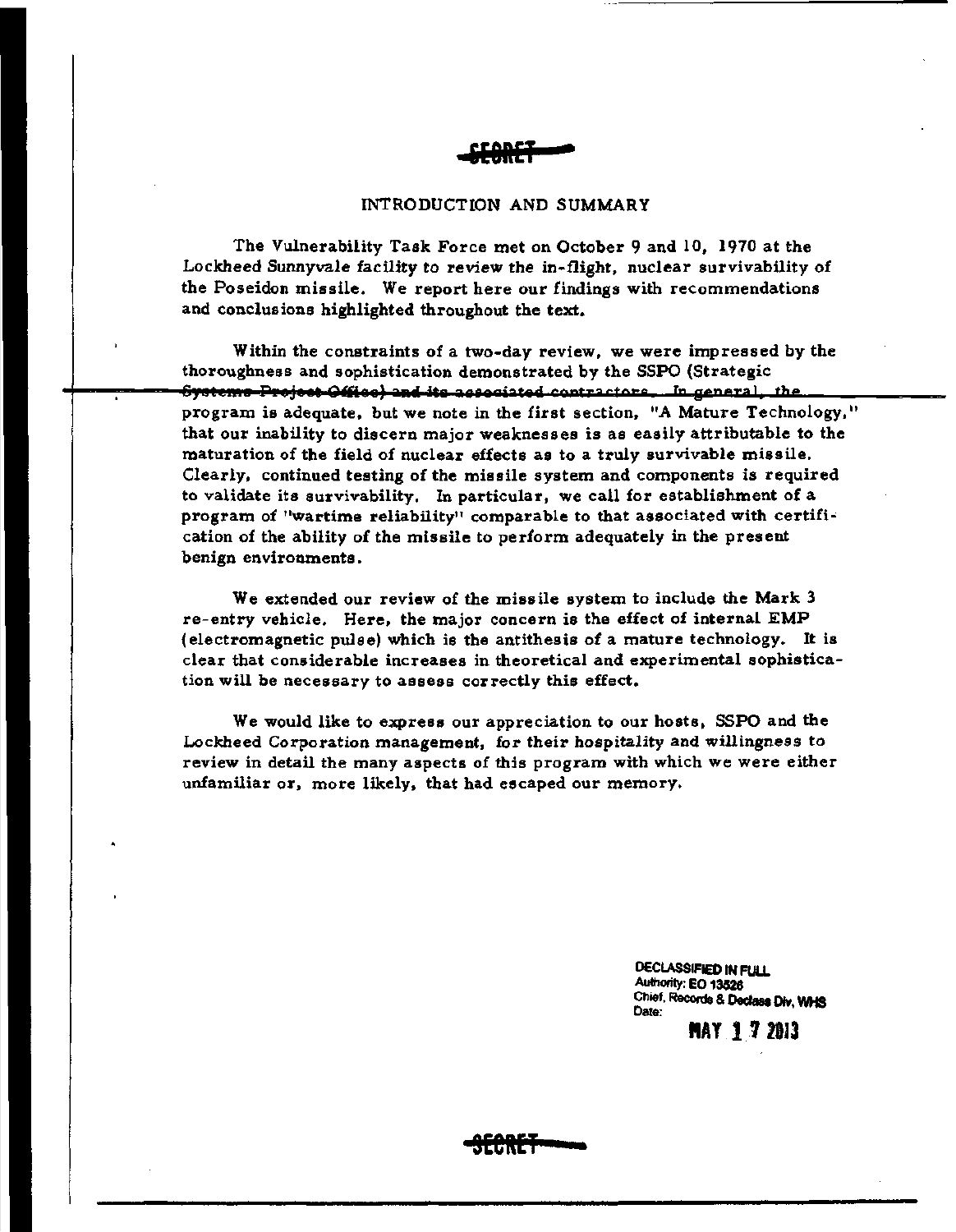SECRET

## INTRODUCTION AND SUMMARY

The Vulnerability Task Force met on October 9 and 10, 1970 at the Lockheed Sunnyvale facility to review the in-flight, nuclear survivability of the Poseidon missile. We report here our findings with recommendations and conclusions highlighted throughout the text.

Within the constraints of a two-day review, we were impressed by the thoroughness and sophistication demonstrated by the SSPO (Strategic Systems Project Office) and its associated contractors. In general, the program is adequate, but we note in the first section, "A Mature Technology," that our inability to discern major weaknesses is as easily attributable to the maturation of the field of nuclear effects as to a truly survivable missile. Clearly, continued testing of the missile system and components is required to validate its survivability. In particular, we call for establishment of a program of "wartime reliability" comparable to that associated with certification of the ability of the missile to perform adequately in the present benign environments.

We extended our review of the missile system to include the Mark 3 re-entry vehicle. Here, the major concern is the effect of internal EMP (electromagnetic pulse) which is the antithesis of a mature technology. It is clear that considerable increases in theoretical and experimental sophistication will be necessary to assess correctly this effect.

We would like to express our appreciation to our hosts, SSPO and the Lockheed Corporation management, for their hospitality and willingness to review in detail the many aspects of this program with which we were either unfamiliar or, more likely, that had escaped our memory.

DECLASSIFIED IN FULL
Authority: EO 13526
Chief, Records & Declass Div, WHS
Date: MAY 17 2013

SECRET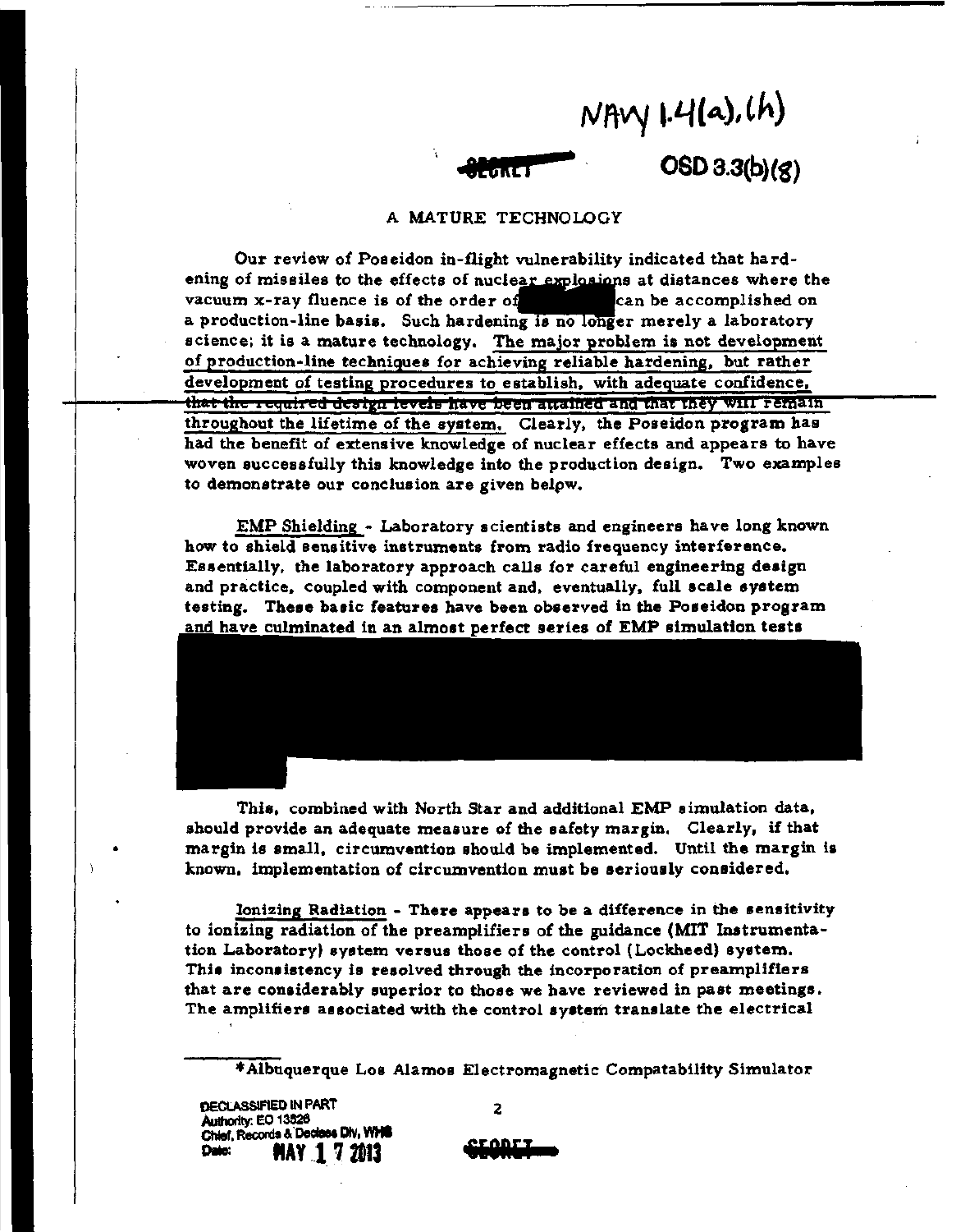NAVY 1.4(a),(h)

SECRET

OSD 3.3(b)(8)

## A MATURE TECHNOLOGY

Our review of Poseidon in-flight vulnerability indicated that hardening of missiles to the effects of nuclear explosions at distances where the vacuum x-ray fluence is of the order of [redacted] can be accomplished on a production-line basis. Such hardening is no longer merely a laboratory science; it is a mature technology. The major problem is not development of production-line techniques for achieving reliable hardening, but rather development of testing procedures to establish, with adequate confidence, that the required design levels have been attained and that they will remain throughout the lifetime of the system. Clearly, the Poseidon program has had the benefit of extensive knowledge of nuclear effects and appears to have woven successfully this knowledge into the production design. Two examples to demonstrate our conclusion are given below.

EMP Shielding - Laboratory scientists and engineers have long known how to shield sensitive instruments from radio frequency interference. Essentially, the laboratory approach calls for careful engineering design and practice, coupled with component and, eventually, full scale system testing. These basic features have been observed in the Poseidon program and have culminated in an almost perfect series of EMP simulation tests

[redacted]

This, combined with North Star and additional EMP simulation data, should provide an adequate measure of the safety margin. Clearly, if that margin is small, circumvention should be implemented. Until the margin is known, implementation of circumvention must be seriously considered.

Ionizing Radiation - There appears to be a difference in the sensitivity to ionizing radiation of the preamplifiers of the guidance (MIT Instrumentation Laboratory) system versus those of the control (Lockheed) system. This inconsistency is resolved through the incorporation of preamplifiers that are considerably superior to those we have reviewed in past meetings. The amplifiers associated with the control system translate the electrical

---

*Albuquerque Los Alamos Electromagnetic Compatability Simulator

DECLASSIFIED IN PART
Authority: EO 13526
Chief, Records & Declass Div, WHS
Date: MAY 17 2013

SECRET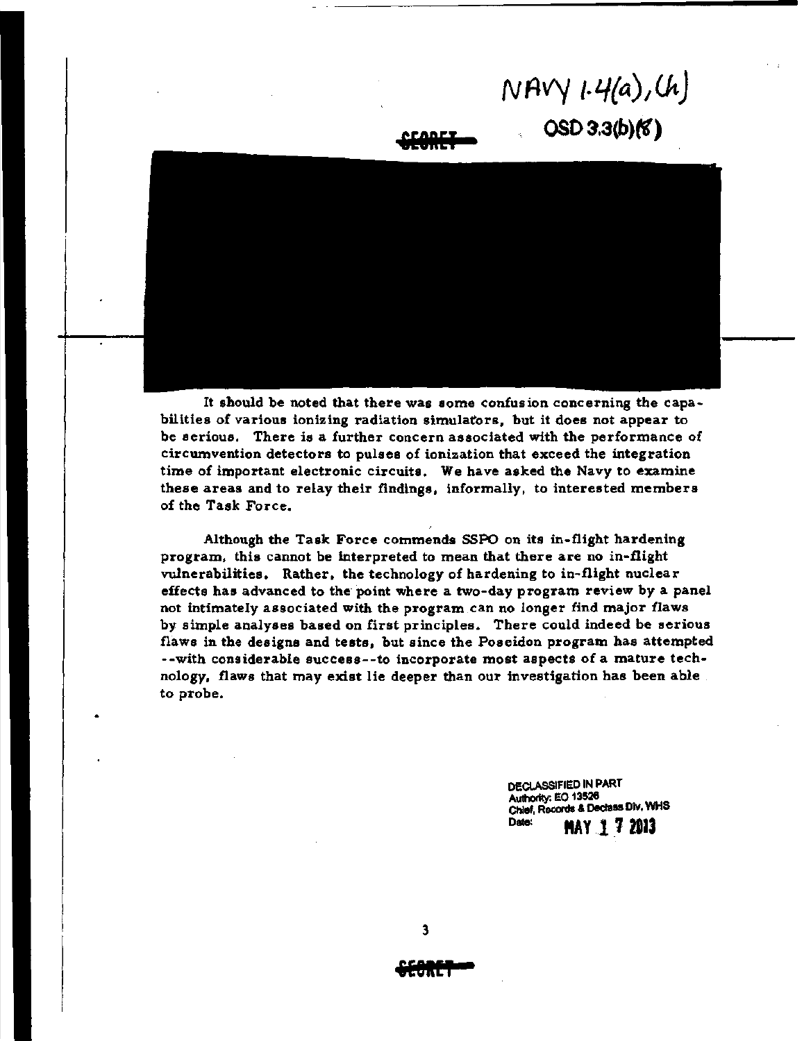NAVY 1.4(a),(h)

SECRET

OSD 3.3(b)(8)

It should be noted that there was some confusion concerning the capabilities of various ionizing radiation simulators, but it does not appear to be serious. There is a further concern associated with the performance of circumvention detectors to pulses of ionization that exceed the integration time of important electronic circuits. We have asked the Navy to examine these areas and to relay their findings, informally, to interested members of the Task Force.

Although the Task Force commends SSPO on its in-flight hardening program, this cannot be interpreted to mean that there are no in-flight vulnerabilities. Rather, the technology of hardening to in-flight nuclear effects has advanced to the point where a two-day program review by a panel not intimately associated with the program can no longer find major flaws by simple analyses based on first principles. There could indeed be serious flaws in the designs and tests, but since the Poseidon program has attempted --with considerable success--to incorporate most aspects of a mature technology, flaws that may exist lie deeper than our investigation has been able to probe.

DECLASSIFIED IN PART
Authority: EO 13526
Chief, Records & Declass Div, WHS
Date: MAY 17 2013

SECRET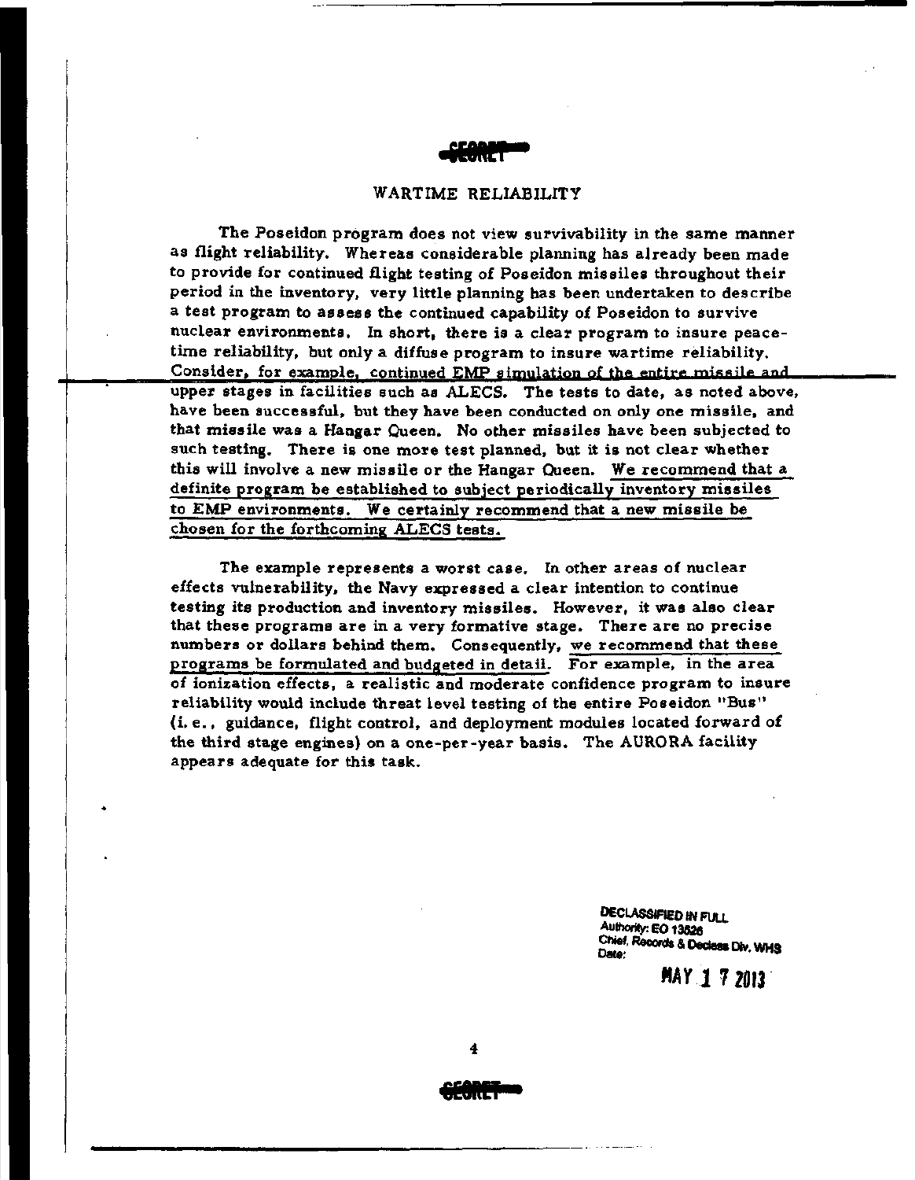SECRET

## WARTIME RELIABILITY

The Poseidon program does not view survivability in the same manner as flight reliability. Whereas considerable planning has already been made to provide for continued flight testing of Poseidon missiles throughout their period in the inventory, very little planning has been undertaken to describe a test program to assess the continued capability of Poseidon to survive nuclear environments. In short, there is a clear program to insure peacetime reliability, but only a diffuse program to insure wartime reliability. Consider, for example, continued EMP simulation of the entire missile and upper stages in facilities such as ALECS. The tests to date, as noted above, have been successful, but they have been conducted on only one missile, and that missile was a Hangar Queen. No other missiles have been subjected to such testing. There is one more test planned, but it is not clear whether this will involve a new missile or the Hangar Queen. We recommend that a definite program be established to subject periodically inventory missiles to EMP environments. We certainly recommend that a new missile be chosen for the forthcoming ALECS tests.

The example represents a worst case. In other areas of nuclear effects vulnerability, the Navy expressed a clear intention to continue testing its production and inventory missiles. However, it was also clear that these programs are in a very formative stage. There are no precise numbers or dollars behind them. Consequently, we recommend that these programs be formulated and budgeted in detail. For example, in the area of ionization effects, a realistic and moderate confidence program to insure reliability would include threat level testing of the entire Poseidon "Bus" (i.e., guidance, flight control, and deployment modules located forward of the third stage engines) on a one-per-year basis. The AURORA facility appears adequate for this task.

DECLASSIFIED IN FULL
Authority: EO 13526
Chief, Records & Declass Div, WHS
Date: MAY 17 2013

SECRET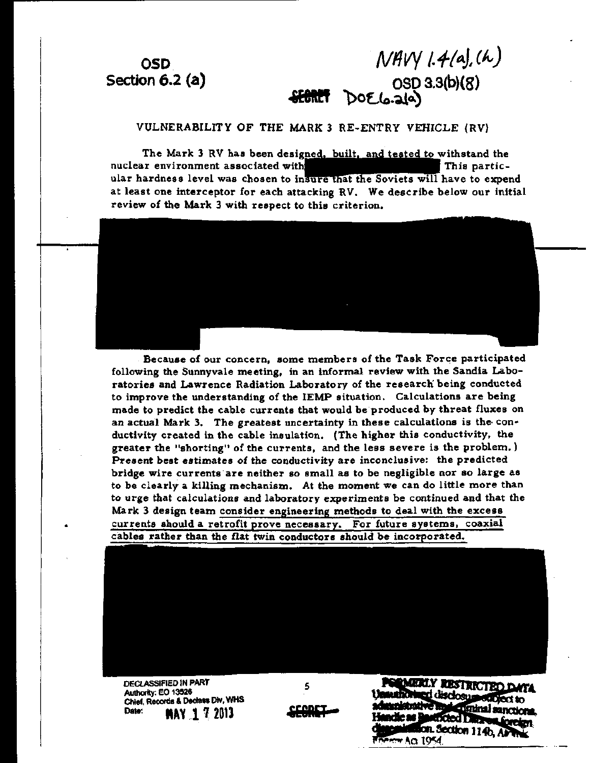OSD
Section 6.2 (a)

NAVY 1.4(a), (h)
OSD 3.3(b)(8)
SECRET DOE 6.2(a)

# VULNERABILITY OF THE MARK 3 RE-ENTRY VEHICLE (RV)

The Mark 3 RV has been designed, built, and tested to withstand the nuclear environment associated with [REDACTED] This particular hardness level was chosen to insure that the Soviets will have to expend at least one interceptor for each attacking RV. We describe below our initial review of the Mark 3 with respect to this criterion.

[REDACTED]

Because of our concern, some members of the Task Force participated following the Sunnyvale meeting, in an informal review with the Sandia Laboratories and Lawrence Radiation Laboratory of the research being conducted to improve the understanding of the IEMP situation. Calculations are being made to predict the cable currents that would be produced by threat fluxes on an actual Mark 3. The greatest uncertainty in these calculations is the conductivity created in the cable insulation. (The higher this conductivity, the greater the "shorting" of the currents, and the less severe is the problem.) Present best estimates of the conductivity are inconclusive: the predicted bridge wire currents are neither so small as to be negligible nor so large as to be clearly a killing mechanism. At the moment we can do little more than to urge that calculations and laboratory experiments be continued and that the Mark 3 design team consider engineering methods to deal with the excess currents should a retrofit prove necessary. For future systems, coaxial cables rather than the flat twin conductors should be incorporated.

[REDACTED]

DECLASSIFIED IN PART
Authority: EO 13526
Chief, Records & Declass Div, WHS
Date: MAY 17 2013

SECRET

FORMERLY RESTRICTED DATA
Unauthorized disclosure subject to administrative and criminal sanctions. Handle as Restricted Data in foreign dissemination. Section 144b, Atomic Energy Act 1954.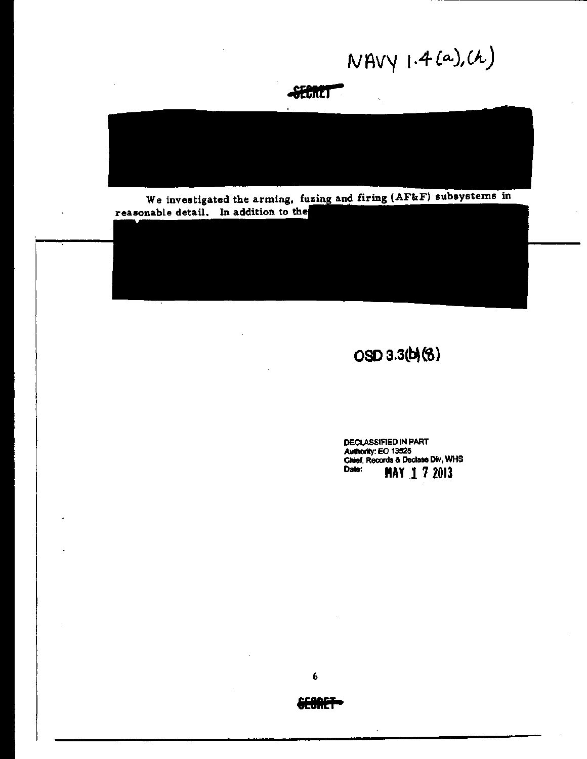NAVY 1.4(a),(h)

SECRET

We investigated the arming, fuzing and firing (AF&F) subsystems in reasonable detail. In addition to the

OSD 3.3(b)(8)

DECLASSIFIED IN PART
Authority: EO 13526
Chief, Records & Declass Div, WHS
Date: MAY 1 7 2013

SECRET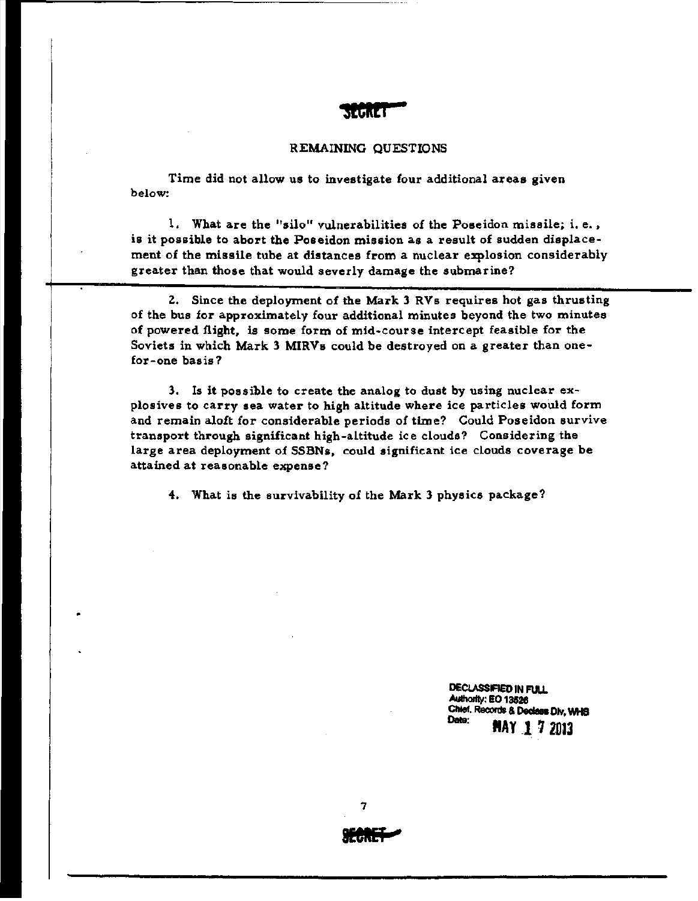SECRET

## REMAINING QUESTIONS

Time did not allow us to investigate four additional areas given below:

1. What are the "silo" vulnerabilities of the Poseidon missile; i. e., is it possible to abort the Poseidon mission as a result of sudden displacement of the missile tube at distances from a nuclear explosion considerably greater than those that would severly damage the submarine?

2. Since the deployment of the Mark 3 RVs requires hot gas thrusting of the bus for approximately four additional minutes beyond the two minutes of powered flight, is some form of mid-course intercept feasible for the Soviets in which Mark 3 MIRVs could be destroyed on a greater than one-for-one basis?

3. Is it possible to create the analog to dust by using nuclear explosives to carry sea water to high altitude where ice particles would form and remain aloft for considerable periods of time? Could Poseidon survive transport through significant high-altitude ice clouds? Considering the large area deployment of SSBNs, could significant ice clouds coverage be attained at reasonable expense?

4. What is the survivability of the Mark 3 physics package?

DECLASSIFIED IN FULL
Authority: EO 13526
Chief, Records & Declass Div, WHS
Date: MAY 17 2013

SECRET